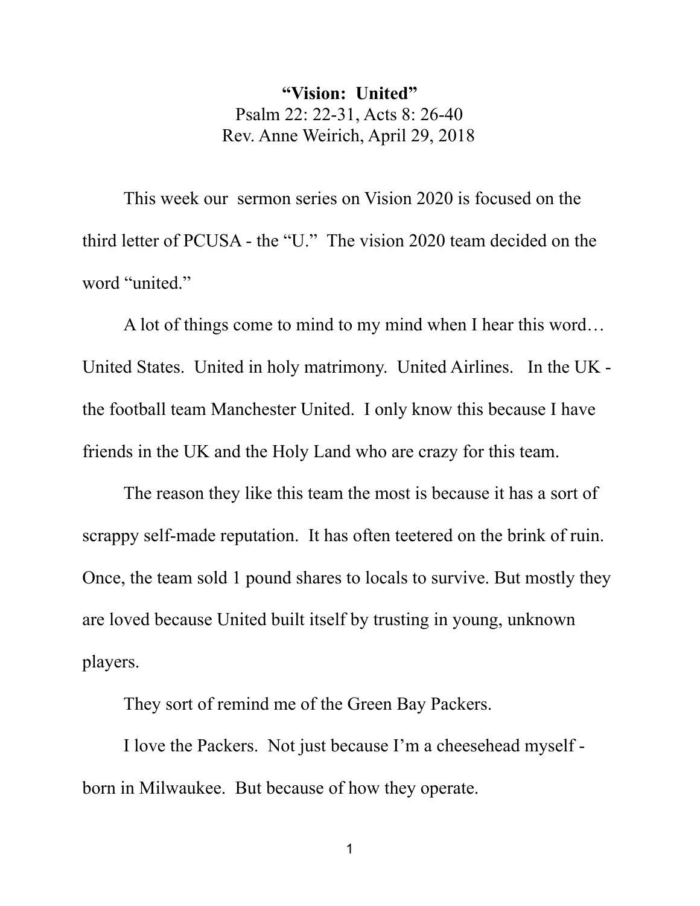**"Vision: United"**

Psalm 22: 22-31, Acts 8: 26-40

Rev. Anne Weirich, April 29, 2018

This week our sermon series on Vision 2020 is focused on the third letter of PCUSA - the "U." The vision 2020 team decided on the word "united."

A lot of things come to mind to my mind when I hear this word… United States. United in holy matrimony. United Airlines. In the UK - the football team Manchester United. I only know this because I have friends in the UK and the Holy Land who are crazy for this team.

The reason they like this team the most is because it has a sort of scrappy self-made reputation. It has often teetered on the brink of ruin. Once, the team sold 1 pound shares to locals to survive. But mostly they are loved because United built itself by trusting in young, unknown players.

They sort of remind me of the Green Bay Packers.

I love the Packers. Not just because I'm a cheesehead myself - born in Milwaukee. But because of how they operate.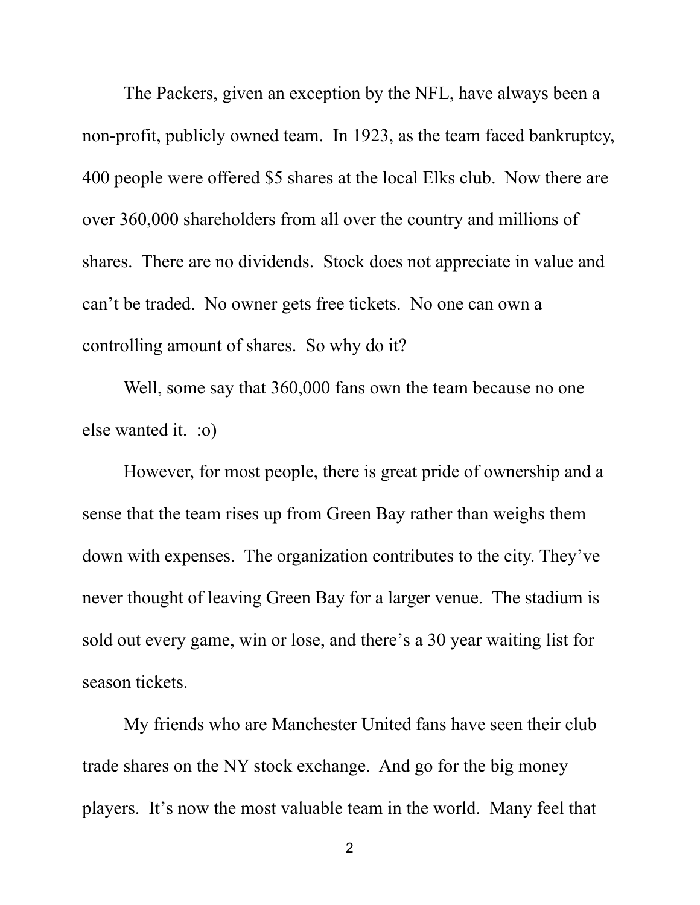The Packers, given an exception by the NFL, have always been a non-profit, publicly owned team. In 1923, as the team faced bankruptcy, 400 people were offered $5 shares at the local Elks club. Now there are over 360,000 shareholders from all over the country and millions of shares. There are no dividends. Stock does not appreciate in value and can't be traded. No owner gets free tickets. No one can own a controlling amount of shares. So why do it?

Well, some say that 360,000 fans own the team because no one else wanted it. :o)

However, for most people, there is great pride of ownership and a sense that the team rises up from Green Bay rather than weighs them down with expenses. The organization contributes to the city. They've never thought of leaving Green Bay for a larger venue. The stadium is sold out every game, win or lose, and there's a 30 year waiting list for season tickets.

My friends who are Manchester United fans have seen their club trade shares on the NY stock exchange. And go for the big money players. It's now the most valuable team in the world. Many feel that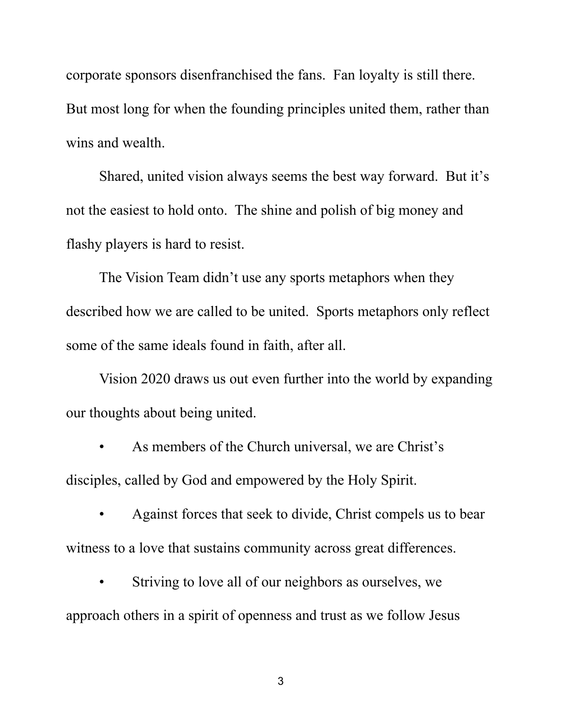corporate sponsors disenfranchised the fans. Fan loyalty is still there. But most long for when the founding principles united them, rather than wins and wealth.

Shared, united vision always seems the best way forward. But it's not the easiest to hold onto. The shine and polish of big money and flashy players is hard to resist.

The Vision Team didn't use any sports metaphors when they described how we are called to be united. Sports metaphors only reflect some of the same ideals found in faith, after all.

Vision 2020 draws us out even further into the world by expanding our thoughts about being united.

- As members of the Church universal, we are Christ's disciples, called by God and empowered by the Holy Spirit.
- Against forces that seek to divide, Christ compels us to bear witness to a love that sustains community across great differences.
- Striving to love all of our neighbors as ourselves, we approach others in a spirit of openness and trust as we follow Jesus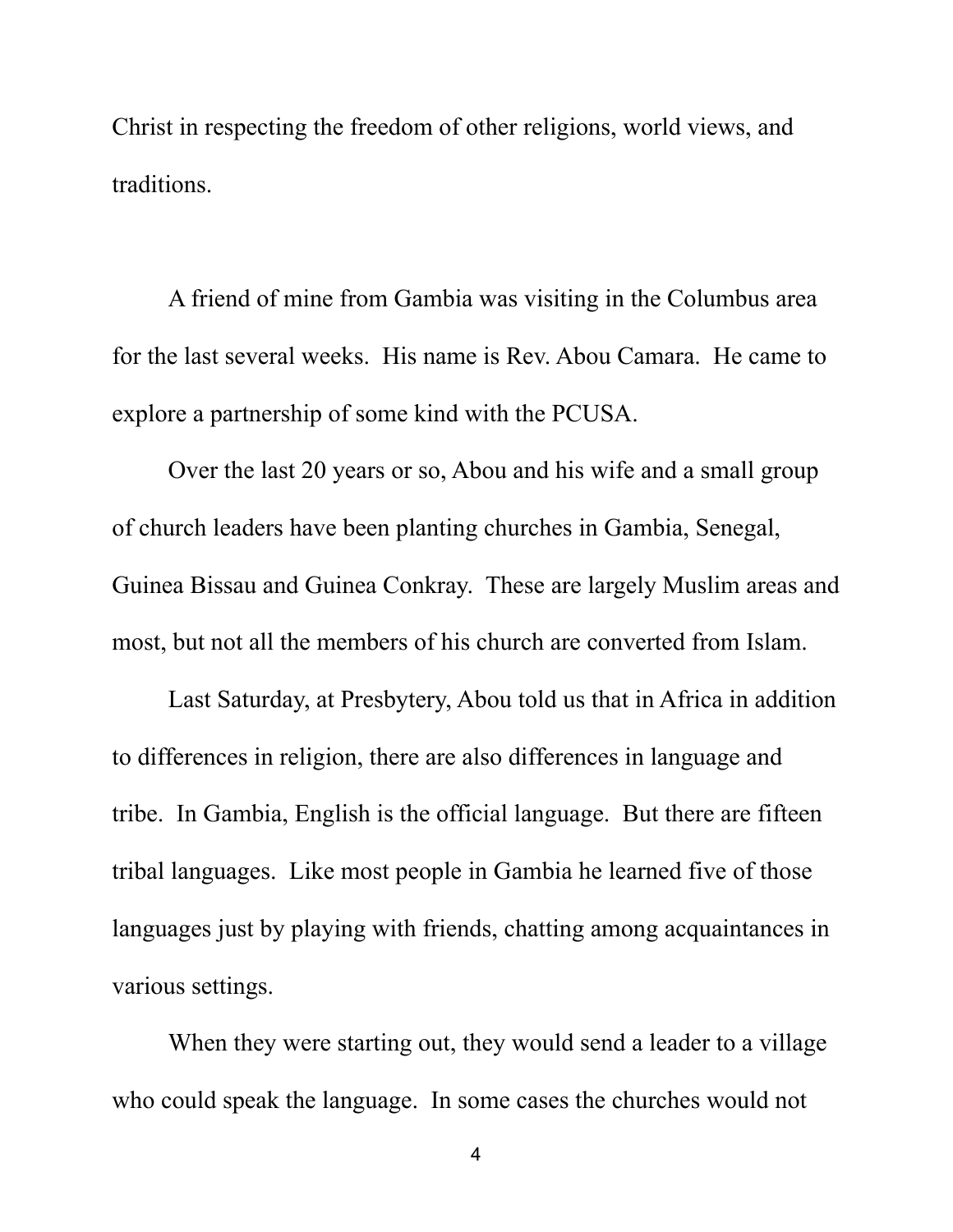Christ in respecting the freedom of other religions, world views, and traditions.

A friend of mine from Gambia was visiting in the Columbus area for the last several weeks. His name is Rev. Abou Camara. He came to explore a partnership of some kind with the PCUSA.

Over the last 20 years or so, Abou and his wife and a small group of church leaders have been planting churches in Gambia, Senegal, Guinea Bissau and Guinea Conkray. These are largely Muslim areas and most, but not all the members of his church are converted from Islam.

Last Saturday, at Presbytery, Abou told us that in Africa in addition to differences in religion, there are also differences in language and tribe. In Gambia, English is the official language. But there are fifteen tribal languages. Like most people in Gambia he learned five of those languages just by playing with friends, chatting among acquaintances in various settings.

When they were starting out, they would send a leader to a village who could speak the language. In some cases the churches would not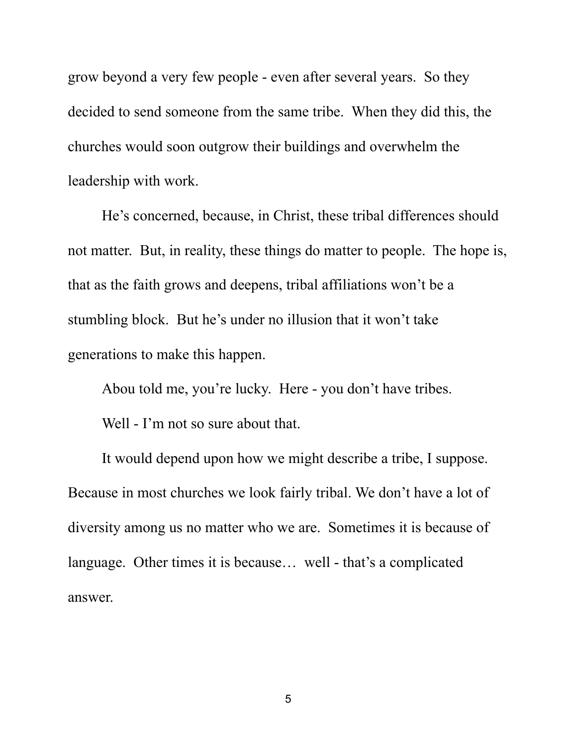grow beyond a very few people - even after several years. So they decided to send someone from the same tribe. When they did this, the churches would soon outgrow their buildings and overwhelm the leadership with work.

He's concerned, because, in Christ, these tribal differences should not matter. But, in reality, these things do matter to people. The hope is, that as the faith grows and deepens, tribal affiliations won't be a stumbling block. But he's under no illusion that it won't take generations to make this happen.

Abou told me, you're lucky. Here - you don't have tribes.

Well - I'm not so sure about that.

It would depend upon how we might describe a tribe, I suppose. Because in most churches we look fairly tribal. We don't have a lot of diversity among us no matter who we are. Sometimes it is because of language. Other times it is because… well - that's a complicated answer.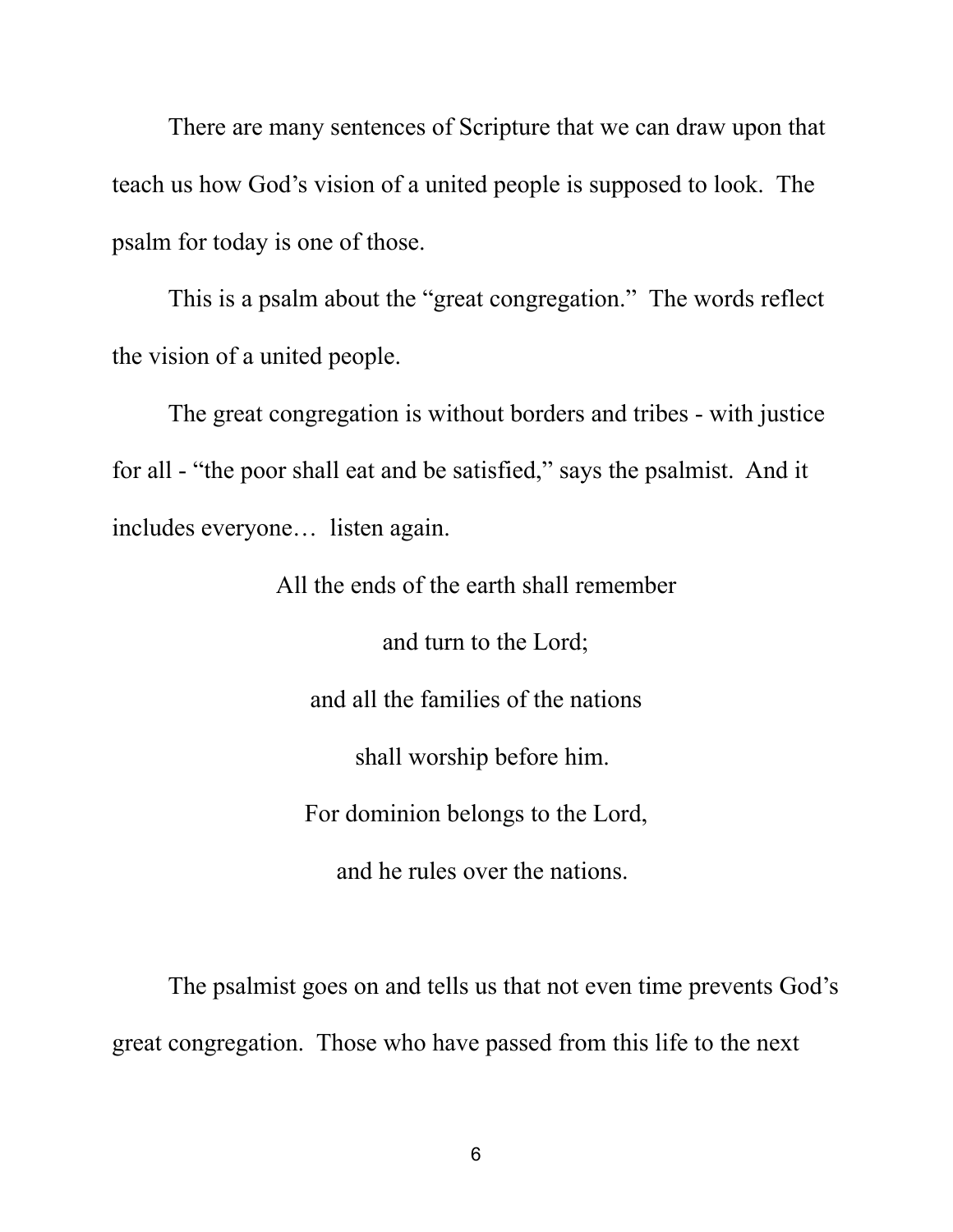There are many sentences of Scripture that we can draw upon that teach us how God's vision of a united people is supposed to look. The psalm for today is one of those.

This is a psalm about the "great congregation." The words reflect the vision of a united people.

The great congregation is without borders and tribes - with justice for all - "the poor shall eat and be satisfied," says the psalmist. And it includes everyone… listen again.

> All the ends of the earth shall remember
> and turn to the Lord;
> and all the families of the nations
> shall worship before him.
> For dominion belongs to the Lord,
> and he rules over the nations.

The psalmist goes on and tells us that not even time prevents God's great congregation. Those who have passed from this life to the next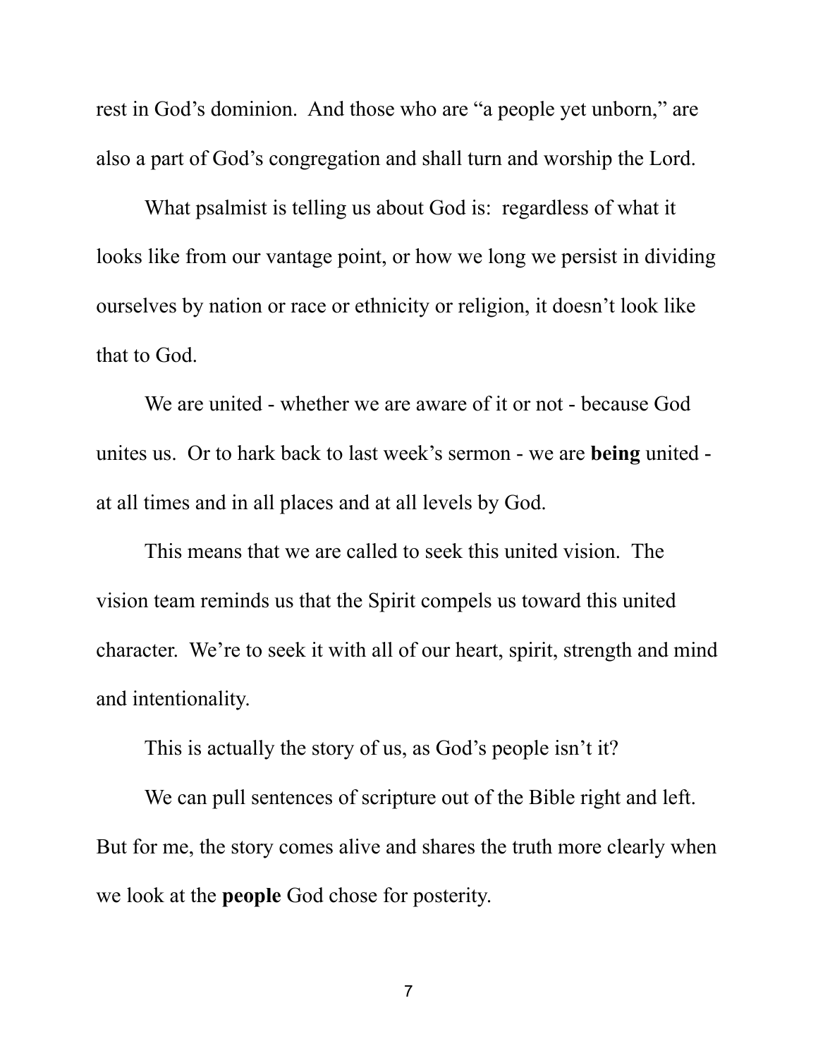rest in God's dominion. And those who are "a people yet unborn," are also a part of God's congregation and shall turn and worship the Lord.

What psalmist is telling us about God is: regardless of what it looks like from our vantage point, or how we long we persist in dividing ourselves by nation or race or ethnicity or religion, it doesn't look like that to God.

We are united - whether we are aware of it or not - because God unites us. Or to hark back to last week's sermon - we are **being** united - at all times and in all places and at all levels by God.

This means that we are called to seek this united vision. The vision team reminds us that the Spirit compels us toward this united character. We're to seek it with all of our heart, spirit, strength and mind and intentionality.

This is actually the story of us, as God's people isn't it?

We can pull sentences of scripture out of the Bible right and left. But for me, the story comes alive and shares the truth more clearly when we look at the **people** God chose for posterity.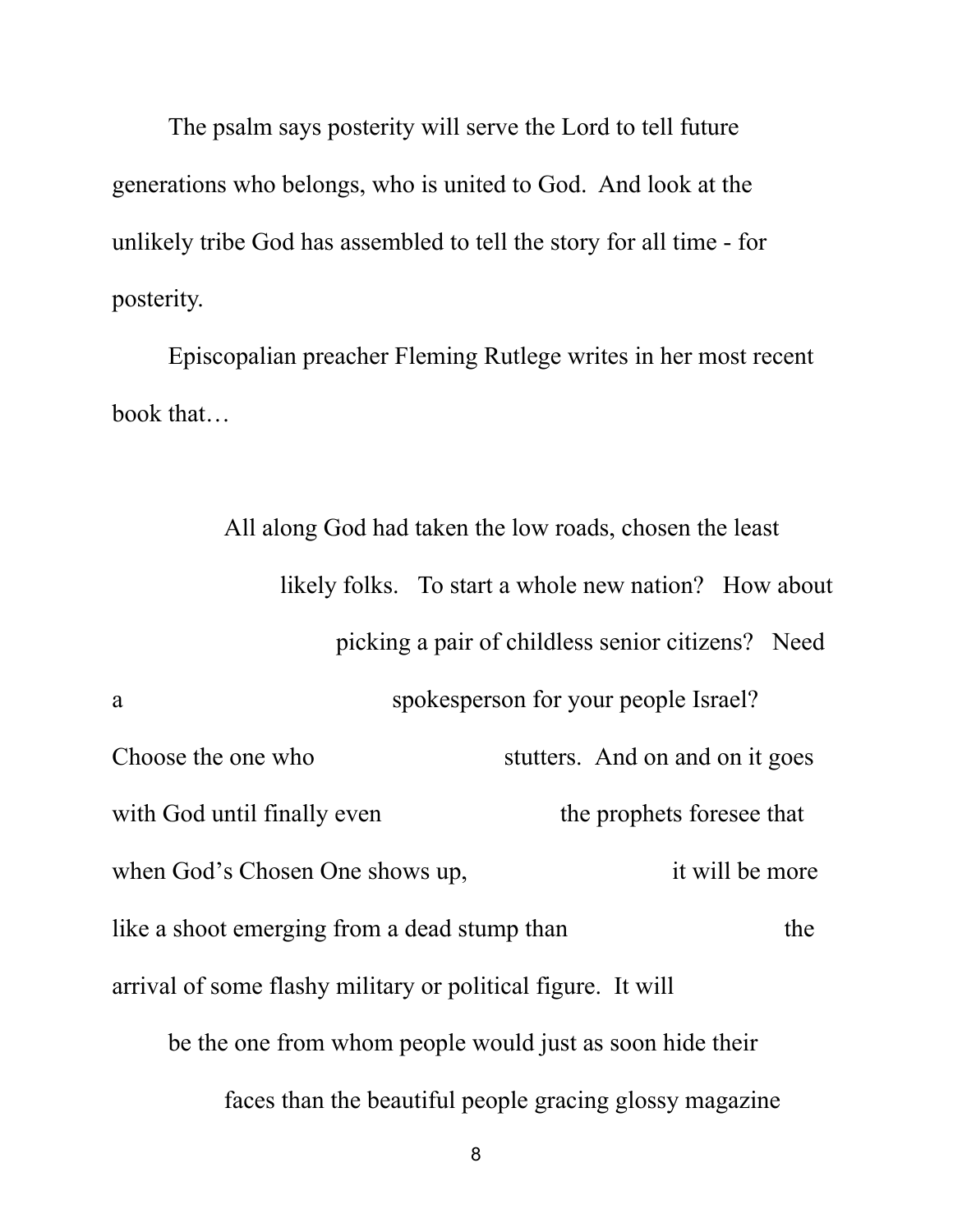The psalm says posterity will serve the Lord to tell future generations who belongs, who is united to God. And look at the unlikely tribe God has assembled to tell the story for all time - for posterity.

Episcopalian preacher Fleming Rutlege writes in her most recent book that…

> All along God had taken the low roads, chosen the least likely folks. To start a whole new nation? How about picking a pair of childless senior citizens? Need a spokesperson for your people Israel? Choose the one who stutters. And on and on it goes with God until finally even the prophets foresee that when God's Chosen One shows up, it will be more like a shoot emerging from a dead stump than the arrival of some flashy military or political figure. It will be the one from whom people would just as soon hide their faces than the beautiful people gracing glossy magazine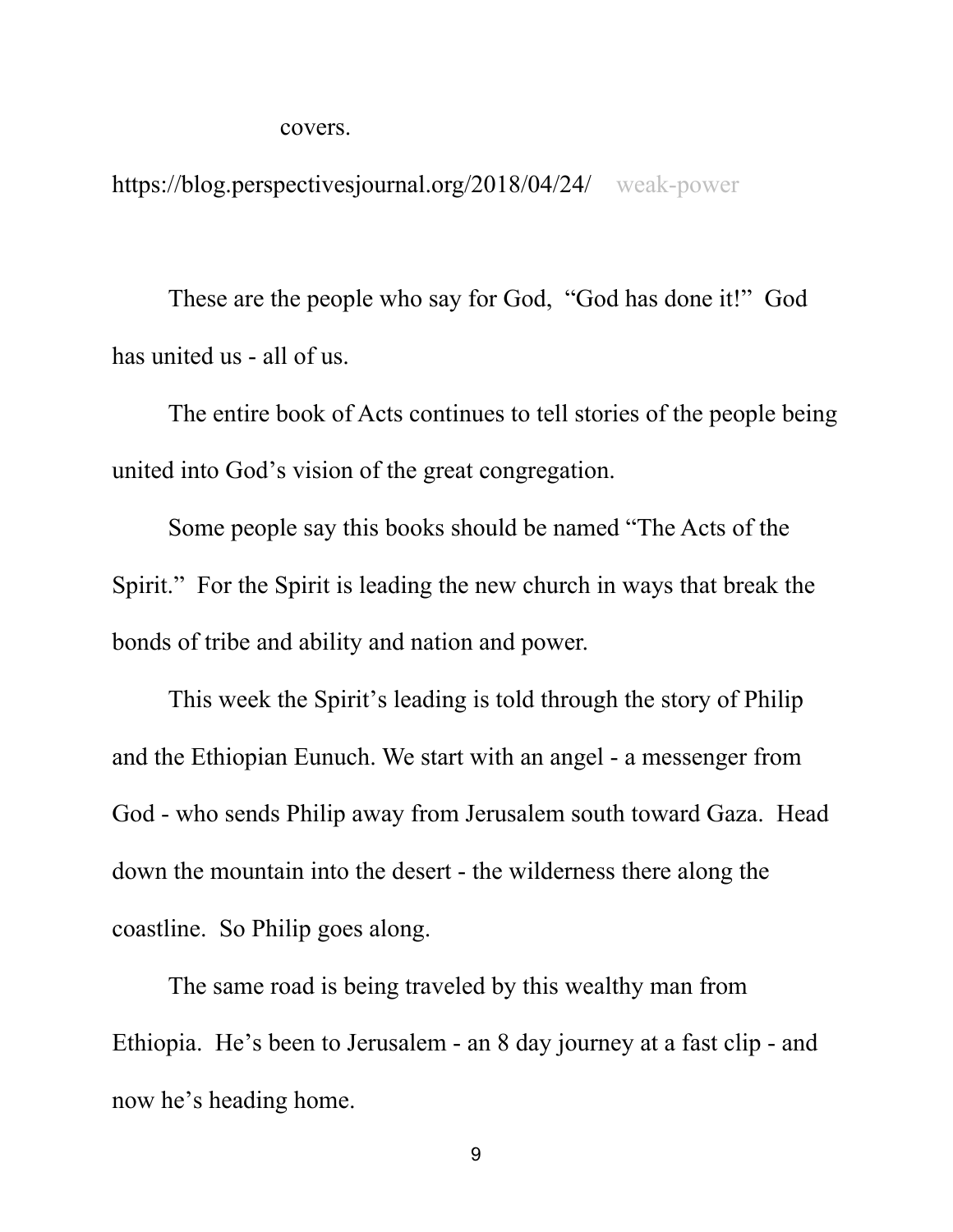covers.

https://blog.perspectivesjournal.org/2018/04/24/ weak-power

These are the people who say for God, "God has done it!" God has united us - all of us.

The entire book of Acts continues to tell stories of the people being united into God's vision of the great congregation.

Some people say this books should be named "The Acts of the Spirit." For the Spirit is leading the new church in ways that break the bonds of tribe and ability and nation and power.

This week the Spirit's leading is told through the story of Philip and the Ethiopian Eunuch. We start with an angel - a messenger from God - who sends Philip away from Jerusalem south toward Gaza. Head down the mountain into the desert - the wilderness there along the coastline. So Philip goes along.

The same road is being traveled by this wealthy man from Ethiopia. He's been to Jerusalem - an 8 day journey at a fast clip - and now he's heading home.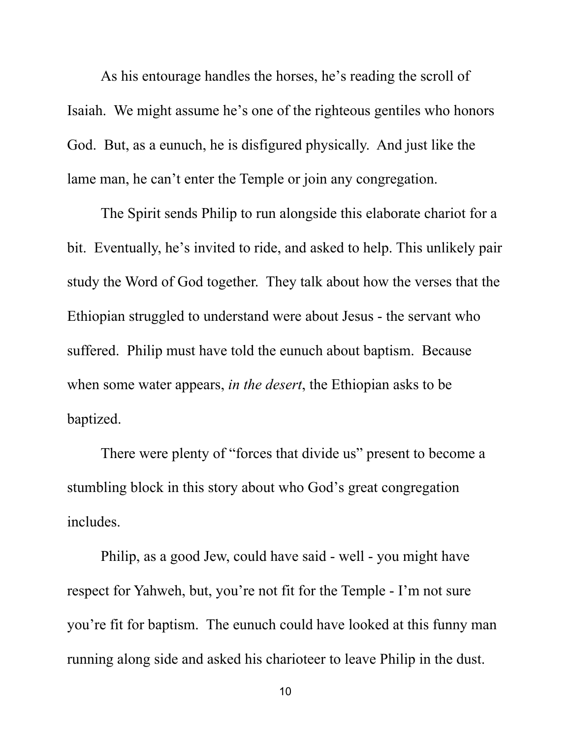As his entourage handles the horses, he's reading the scroll of Isaiah. We might assume he's one of the righteous gentiles who honors God. But, as a eunuch, he is disfigured physically. And just like the lame man, he can't enter the Temple or join any congregation.

The Spirit sends Philip to run alongside this elaborate chariot for a bit. Eventually, he's invited to ride, and asked to help. This unlikely pair study the Word of God together. They talk about how the verses that the Ethiopian struggled to understand were about Jesus - the servant who suffered. Philip must have told the eunuch about baptism. Because when some water appears, *in the desert*, the Ethiopian asks to be baptized.

There were plenty of "forces that divide us" present to become a stumbling block in this story about who God's great congregation includes.

Philip, as a good Jew, could have said - well - you might have respect for Yahweh, but, you're not fit for the Temple - I'm not sure you're fit for baptism. The eunuch could have looked at this funny man running along side and asked his charioteer to leave Philip in the dust.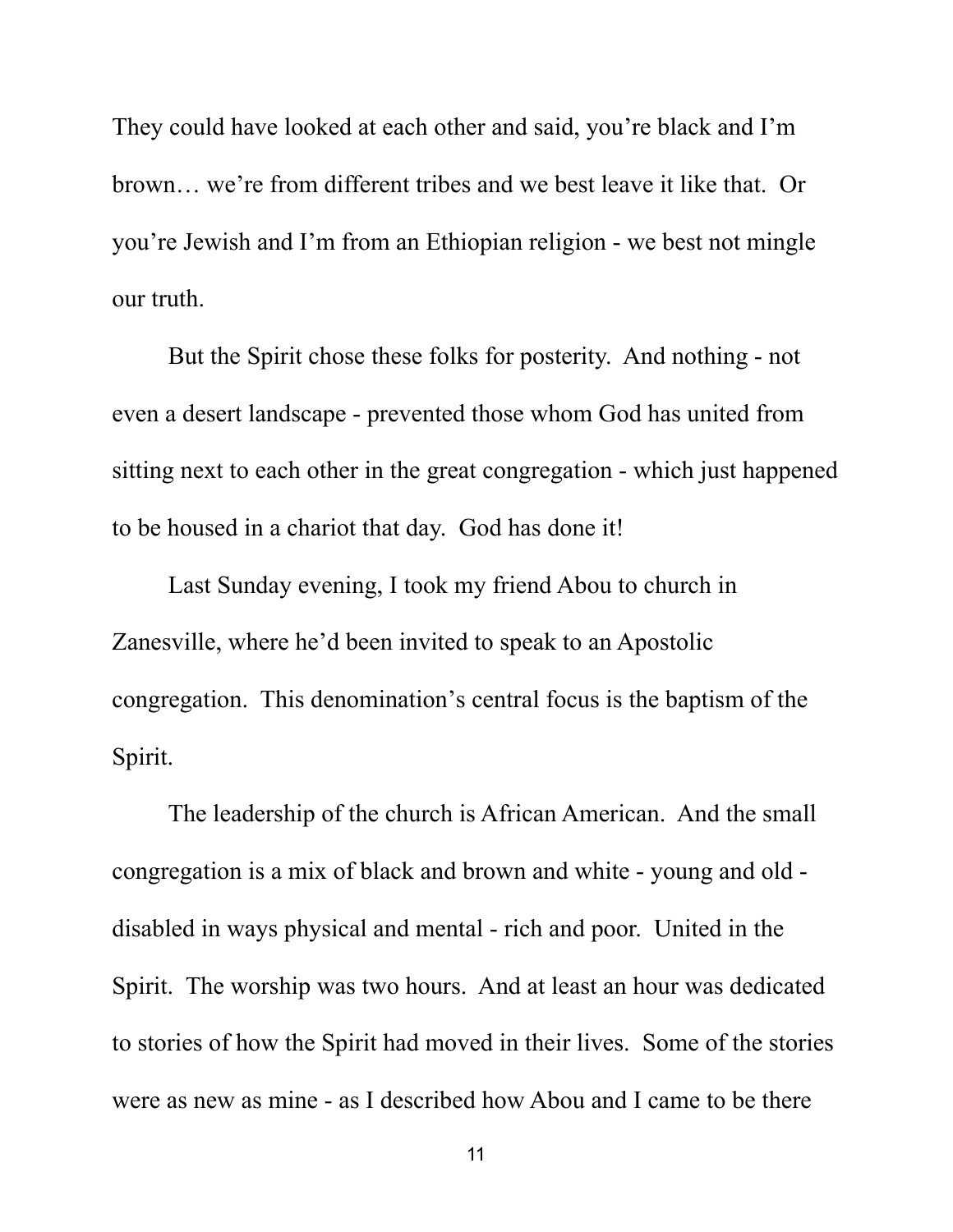They could have looked at each other and said, you're black and I'm brown… we're from different tribes and we best leave it like that. Or you're Jewish and I'm from an Ethiopian religion - we best not mingle our truth.

But the Spirit chose these folks for posterity. And nothing - not even a desert landscape - prevented those whom God has united from sitting next to each other in the great congregation - which just happened to be housed in a chariot that day. God has done it!

Last Sunday evening, I took my friend Abou to church in Zanesville, where he'd been invited to speak to an Apostolic congregation. This denomination's central focus is the baptism of the Spirit.

The leadership of the church is African American. And the small congregation is a mix of black and brown and white - young and old - disabled in ways physical and mental - rich and poor. United in the Spirit. The worship was two hours. And at least an hour was dedicated to stories of how the Spirit had moved in their lives. Some of the stories were as new as mine - as I described how Abou and I came to be there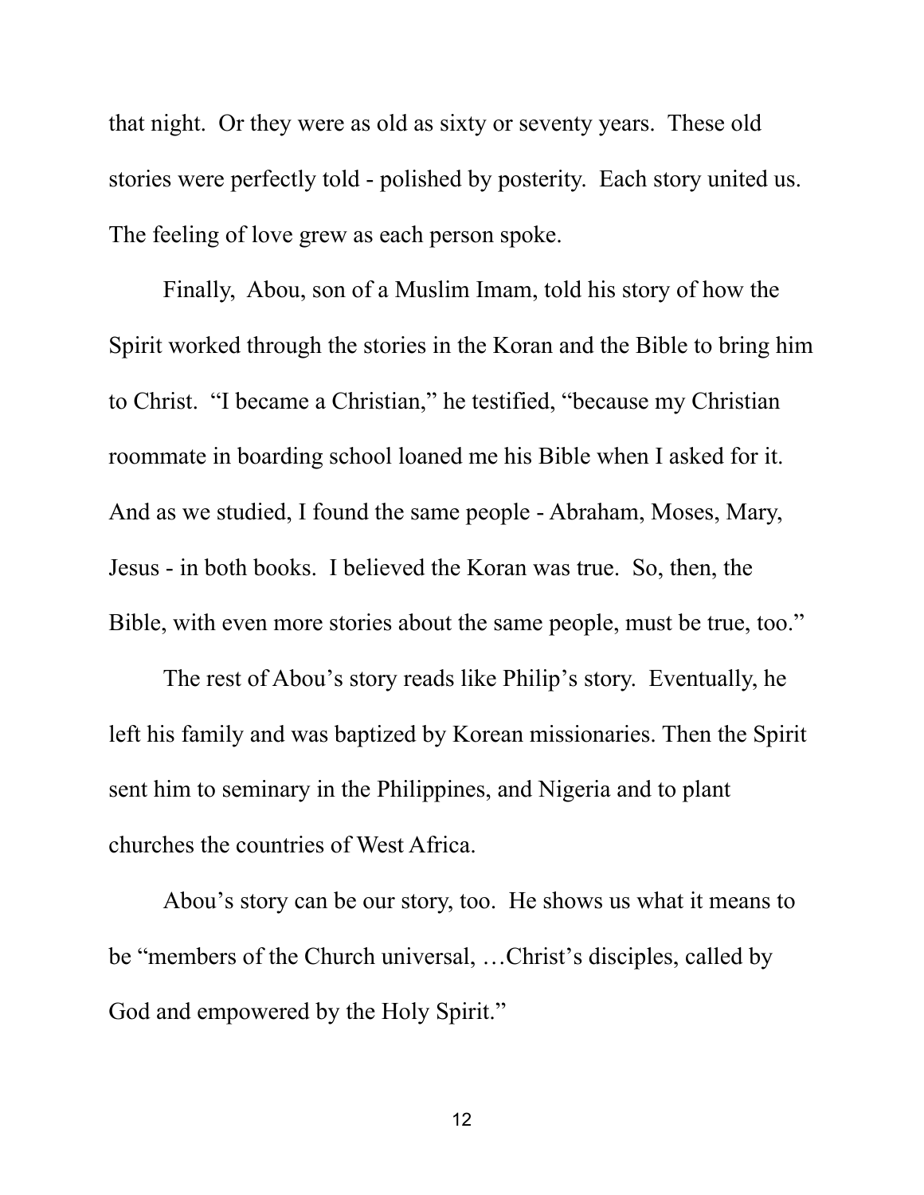that night. Or they were as old as sixty or seventy years. These old stories were perfectly told - polished by posterity. Each story united us. The feeling of love grew as each person spoke.

Finally, Abou, son of a Muslim Imam, told his story of how the Spirit worked through the stories in the Koran and the Bible to bring him to Christ. "I became a Christian," he testified, "because my Christian roommate in boarding school loaned me his Bible when I asked for it. And as we studied, I found the same people - Abraham, Moses, Mary, Jesus - in both books. I believed the Koran was true. So, then, the Bible, with even more stories about the same people, must be true, too."

The rest of Abou's story reads like Philip's story. Eventually, he left his family and was baptized by Korean missionaries. Then the Spirit sent him to seminary in the Philippines, and Nigeria and to plant churches the countries of West Africa.

Abou's story can be our story, too. He shows us what it means to be "members of the Church universal, …Christ's disciples, called by God and empowered by the Holy Spirit."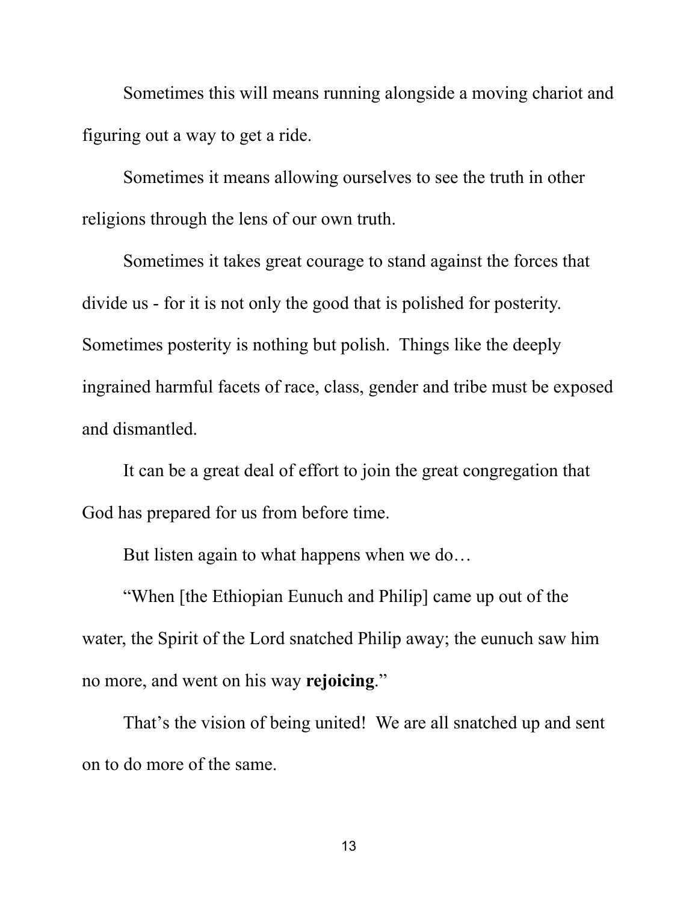Sometimes this will means running alongside a moving chariot and figuring out a way to get a ride.

Sometimes it means allowing ourselves to see the truth in other religions through the lens of our own truth.

Sometimes it takes great courage to stand against the forces that divide us - for it is not only the good that is polished for posterity. Sometimes posterity is nothing but polish. Things like the deeply ingrained harmful facets of race, class, gender and tribe must be exposed and dismantled.

It can be a great deal of effort to join the great congregation that God has prepared for us from before time.

But listen again to what happens when we do…

"When [the Ethiopian Eunuch and Philip] came up out of the water, the Spirit of the Lord snatched Philip away; the eunuch saw him no more, and went on his way **rejoicing**."

That's the vision of being united! We are all snatched up and sent on to do more of the same.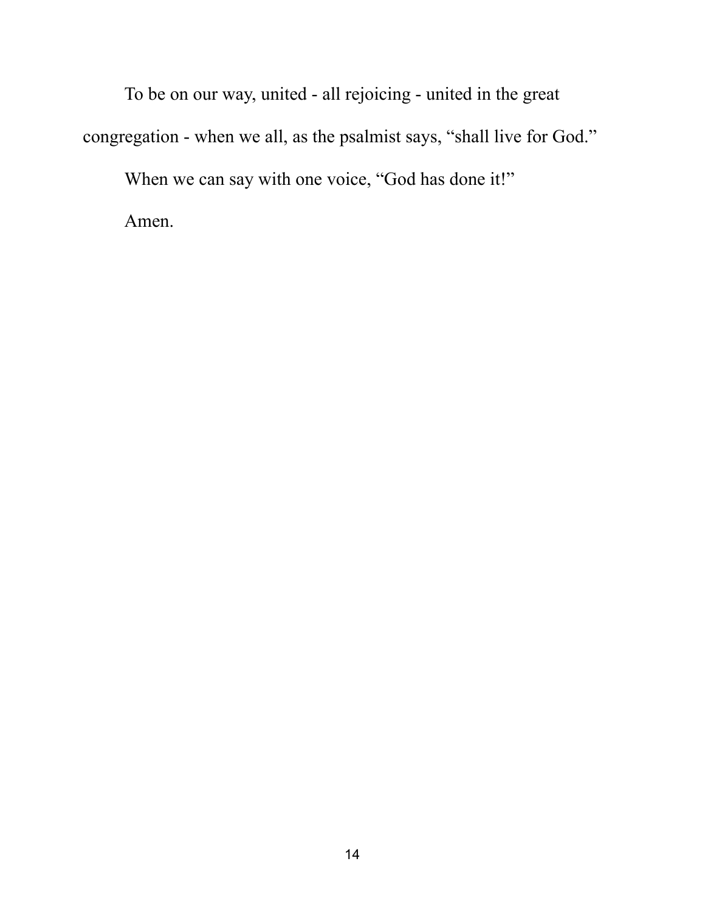To be on our way, united - all rejoicing - united in the great congregation - when we all, as the psalmist says, “shall live for God.”

When we can say with one voice, “God has done it!”

Amen.